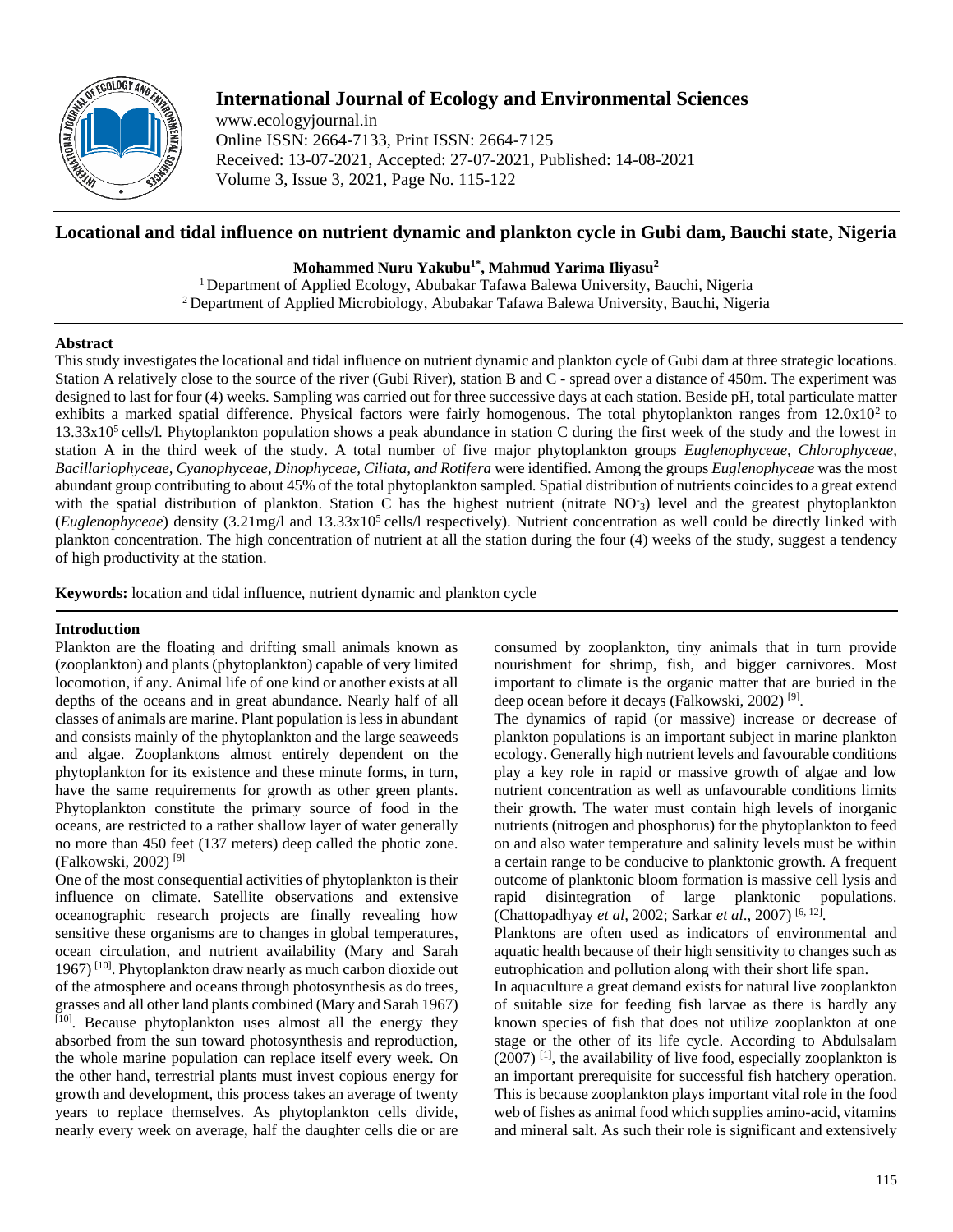# Locational and tidal influence on nutrient dynamic and plankton cycle in Gubi dam, Bauchi state, Nigeria

**Mohammed Nuru Yakubu[1*], Mahmud Yarima Iliyasu[2]**

[1] Department of Applied Ecology, Abubakar Tafawa Balewa University, Bauchi, Nigeria
[2] Department of Applied Microbiology, Abubakar Tafawa Balewa University, Bauchi, Nigeria

## Abstract

This study investigates the locational and tidal influence on nutrient dynamic and plankton cycle of Gubi dam at three strategic locations. Station A relatively close to the source of the river (Gubi River), station B and C - spread over a distance of 450m. The experiment was designed to last for four (4) weeks. Sampling was carried out for three successive days at each station. Beside pH, total particulate matter exhibits a marked spatial difference. Physical factors were fairly homogenous. The total phytoplankton ranges from $12.0x10^2$ to $13.33x10^5$ cells/l. Phytoplankton population shows a peak abundance in station C during the first week of the study and the lowest in station A in the third week of the study. A total number of five major phytoplankton groups *Euglenophyceae, Chlorophyceae, Bacillariophyceae, Cyanophyceae, Dinophyceae, Ciliata, and Rotifera* were identified. Among the groups *Euglenophyceae* was the most abundant group contributing to about 45% of the total phytoplankton sampled. Spatial distribution of nutrients coincides to a great extend with the spatial distribution of plankton. Station C has the highest nutrient (nitrate $NO^-_3$) level and the greatest phytoplankton (*Euglenophyceae*) density (3.21mg/l and $13.33x10^5$ cells/l respectively). Nutrient concentration as well could be directly linked with plankton concentration. The high concentration of nutrient at all the station during the four (4) weeks of the study, suggest a tendency of high productivity at the station.

**Keywords:** location and tidal influence, nutrient dynamic and plankton cycle

## Introduction

Plankton are the floating and drifting small animals known as (zooplankton) and plants (phytoplankton) capable of very limited locomotion, if any. Animal life of one kind or another exists at all depths of the oceans and in great abundance. Nearly half of all classes of animals are marine. Plant population is less in abundant and consists mainly of the phytoplankton and the large seaweeds and algae. Zooplanktons almost entirely dependent on the phytoplankton for its existence and these minute forms, in turn, have the same requirements for growth as other green plants. Phytoplankton constitute the primary source of food in the oceans, are restricted to a rather shallow layer of water generally no more than 450 feet (137 meters) deep called the photic zone. (Falkowski, 2002) [9]

One of the most consequential activities of phytoplankton is their influence on climate. Satellite observations and extensive oceanographic research projects are finally revealing how sensitive these organisms are to changes in global temperatures, ocean circulation, and nutrient availability (Mary and Sarah 1967) [10]. Phytoplankton draw nearly as much carbon dioxide out of the atmosphere and oceans through photosynthesis as do trees, grasses and all other land plants combined (Mary and Sarah 1967) [10]. Because phytoplankton uses almost all the energy they absorbed from the sun toward photosynthesis and reproduction, the whole marine population can replace itself every week. On the other hand, terrestrial plants must invest copious energy for growth and development, this process takes an average of twenty years to replace themselves. As phytoplankton cells divide, nearly every week on average, half the daughter cells die or are consumed by zooplankton, tiny animals that in turn provide nourishment for shrimp, fish, and bigger carnivores. Most important to climate is the organic matter that are buried in the deep ocean before it decays (Falkowski, 2002) [9].

The dynamics of rapid (or massive) increase or decrease of plankton populations is an important subject in marine plankton ecology. Generally high nutrient levels and favourable conditions play a key role in rapid or massive growth of algae and low nutrient concentration as well as unfavourable conditions limits their growth. The water must contain high levels of inorganic nutrients (nitrogen and phosphorus) for the phytoplankton to feed on and also water temperature and salinity levels must be within a certain range to be conducive to planktonic growth. A frequent outcome of planktonic bloom formation is massive cell lysis and rapid disintegration of large planktonic populations. (Chattopadhyay *et al*, 2002; Sarkar *et al*., 2007) [6, 12].

Planktons are often used as indicators of environmental and aquatic health because of their high sensitivity to changes such as eutrophication and pollution along with their short life span.

In aquaculture a great demand exists for natural live zooplankton of suitable size for feeding fish larvae as there is hardly any known species of fish that does not utilize zooplankton at one stage or the other of its life cycle. According to Abdulsalam (2007) [1], the availability of live food, especially zooplankton is an important prerequisite for successful fish hatchery operation. This is because zooplankton plays important vital role in the food web of fishes as animal food which supplies amino-acid, vitamins and mineral salt. As such their role is significant and extensively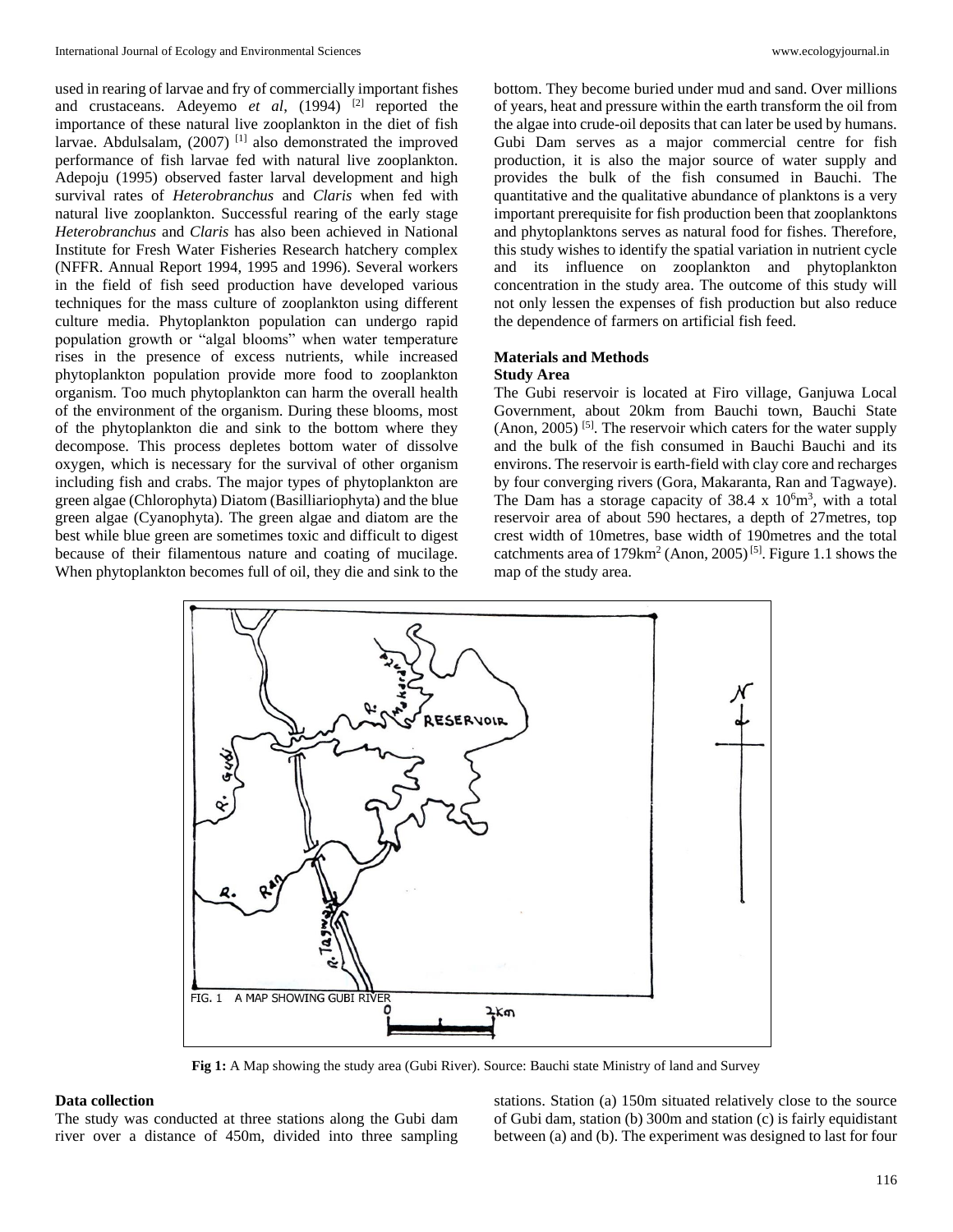used in rearing of larvae and fry of commercially important fishes and crustaceans. Adeyemo *et al*, (1994) [2] reported the importance of these natural live zooplankton in the diet of fish larvae. Abdulsalam, (2007) [1] also demonstrated the improved performance of fish larvae fed with natural live zooplankton. Adepoju (1995) observed faster larval development and high survival rates of *Heterobranchus* and *Claris* when fed with natural live zooplankton. Successful rearing of the early stage *Heterobranchus* and *Claris* has also been achieved in National Institute for Fresh Water Fisheries Research hatchery complex (NFFR. Annual Report 1994, 1995 and 1996). Several workers in the field of fish seed production have developed various techniques for the mass culture of zooplankton using different culture media. Phytoplankton population can undergo rapid population growth or "algal blooms" when water temperature rises in the presence of excess nutrients, while increased phytoplankton population provide more food to zooplankton organism. Too much phytoplankton can harm the overall health of the environment of the organism. During these blooms, most of the phytoplankton die and sink to the bottom where they decompose. This process depletes bottom water of dissolve oxygen, which is necessary for the survival of other organism including fish and crabs. The major types of phytoplankton are green algae (Chlorophyta) Diatom (Basilliariophyta) and the blue green algae (Cyanophyta). The green algae and diatom are the best while blue green are sometimes toxic and difficult to digest because of their filamentous nature and coating of mucilage. When phytoplankton becomes full of oil, they die and sink to the bottom. They become buried under mud and sand. Over millions of years, heat and pressure within the earth transform the oil from the algae into crude-oil deposits that can later be used by humans. Gubi Dam serves as a major commercial centre for fish production, it is also the major source of water supply and provides the bulk of the fish consumed in Bauchi. The quantitative and the qualitative abundance of planktons is a very important prerequisite for fish production been that zooplanktons and phytoplanktons serves as natural food for fishes. Therefore, this study wishes to identify the spatial variation in nutrient cycle and its influence on zooplankton and phytoplankton concentration in the study area. The outcome of this study will not only lessen the expenses of fish production but also reduce the dependence of farmers on artificial fish feed.

## Materials and Methods

### Study Area

The Gubi reservoir is located at Firo village, Ganjuwa Local Government, about 20km from Bauchi town, Bauchi State (Anon, 2005) [5]. The reservoir which caters for the water supply and the bulk of the fish consumed in Bauchi Bauchi and its environs. The reservoir is earth-field with clay core and recharges by four converging rivers (Gora, Makaranta, Ran and Tagwaye). The Dam has a storage capacity of 38.4 x $10^6$m$^3$, with a total reservoir area of about 590 hectares, a depth of 27metres, top crest width of 10metres, base width of 190metres and the total catchments area of 179km$^2$ (Anon, 2005) [5]. Figure 1.1 shows the map of the study area.

**Fig 1:** A Map showing the study area (Gubi River). Source: Bauchi state Ministry of land and Survey

### Data collection

The study was conducted at three stations along the Gubi dam river over a distance of 450m, divided into three sampling stations. Station (a) 150m situated relatively close to the source of Gubi dam, station (b) 300m and station (c) is fairly equidistant between (a) and (b). The experiment was designed to last for four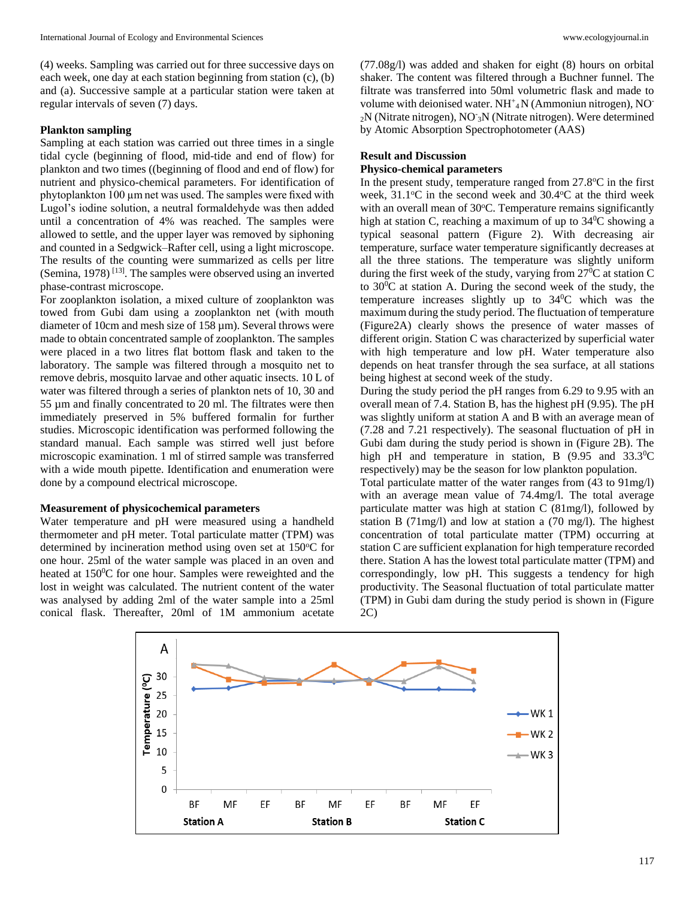(4) weeks. Sampling was carried out for three successive days on each week, one day at each station beginning from station (c), (b) and (a). Successive sample at a particular station were taken at regular intervals of seven (7) days.

### Plankton sampling

Sampling at each station was carried out three times in a single tidal cycle (beginning of flood, mid-tide and end of flow) for plankton and two times ((beginning of flood and end of flow) for nutrient and physico-chemical parameters. For identification of phytoplankton 100 µm net was used. The samples were fixed with Lugol's iodine solution, a neutral formaldehyde was then added until a concentration of 4% was reached. The samples were allowed to settle, and the upper layer was removed by siphoning and counted in a Sedgwick–Rafter cell, using a light microscope. The results of the counting were summarized as cells per litre (Semina, 1978) [13]. The samples were observed using an inverted phase-contrast microscope.

For zooplankton isolation, a mixed culture of zooplankton was towed from Gubi dam using a zooplankton net (with mouth diameter of 10cm and mesh size of 158 µm). Several throws were made to obtain concentrated sample of zooplankton. The samples were placed in a two litres flat bottom flask and taken to the laboratory. The sample was filtered through a mosquito net to remove debris, mosquito larvae and other aquatic insects. 10 L of water was filtered through a series of plankton nets of 10, 30 and 55 µm and finally concentrated to 20 ml. The filtrates were then immediately preserved in 5% buffered formalin for further studies. Microscopic identification was performed following the standard manual. Each sample was stirred well just before microscopic examination. 1 ml of stirred sample was transferred with a wide mouth pipette. Identification and enumeration were done by a compound electrical microscope.

### Measurement of physicochemical parameters

Water temperature and pH were measured using a handheld thermometer and pH meter. Total particulate matter (TPM) was determined by incineration method using oven set at 150°C for one hour. 25ml of the water sample was placed in an oven and heated at 150$^0$C for one hour. Samples were reweighted and the lost in weight was calculated. The nutrient content of the water was analysed by adding 2ml of the water sample into a 25ml conical flask. Thereafter, 20ml of 1M ammonium acetate (77.08g/l) was added and shaken for eight (8) hours on orbital shaker. The content was filtered through a Buchner funnel. The filtrate was transferred into 50ml volumetric flask and made to volume with deionised water. $NH^+_4N$ (Ammoniun nitrogen), $NO^-_2N$ (Nitrate nitrogen), $NO^-_3N$ (Nitrate nitrogen). Were determined by Atomic Absorption Spectrophotometer (AAS)

## Result and Discussion

### Physico-chemical parameters

In the present study, temperature ranged from 27.8°C in the first week, 31.1°C in the second week and 30.4°C at the third week with an overall mean of 30°C. Temperature remains significantly high at station C, reaching a maximum of up to 34°C showing a typical seasonal pattern (Figure 2). With decreasing air temperature, surface water temperature significantly decreases at all the three stations. The temperature was slightly uniform during the first week of the study, varying from 27$^0$C at station C to 30$^0$C at station A. During the second week of the study, the temperature increases slightly up to 34$^0$C which was the maximum during the study period. The fluctuation of temperature (Figure2A) clearly shows the presence of water masses of different origin. Station C was characterized by superficial water with high temperature and low pH. Water temperature also depends on heat transfer through the sea surface, at all stations being highest at second week of the study.

During the study period the pH ranges from 6.29 to 9.95 with an overall mean of 7.4. Station B, has the highest pH (9.95). The pH was slightly uniform at station A and B with an average mean of (7.28 and 7.21 respectively). The seasonal fluctuation of pH in Gubi dam during the study period is shown in (Figure 2B). The high pH and temperature in station, B (9.95 and 33.3$^0$C respectively) may be the season for low plankton population.

Total particulate matter of the water ranges from (43 to 91mg/l) with an average mean value of 74.4mg/l. The total average particulate matter was high at station C (81mg/l), followed by station B (71mg/l) and low at station a (70 mg/l). The highest concentration of total particulate matter (TPM) occurring at station C are sufficient explanation for high temperature recorded there. Station A has the lowest total particulate matter (TPM) and correspondingly, low pH. This suggests a tendency for high productivity. The Seasonal fluctuation of total particulate matter (TPM) in Gubi dam during the study period is shown in (Figure 2C)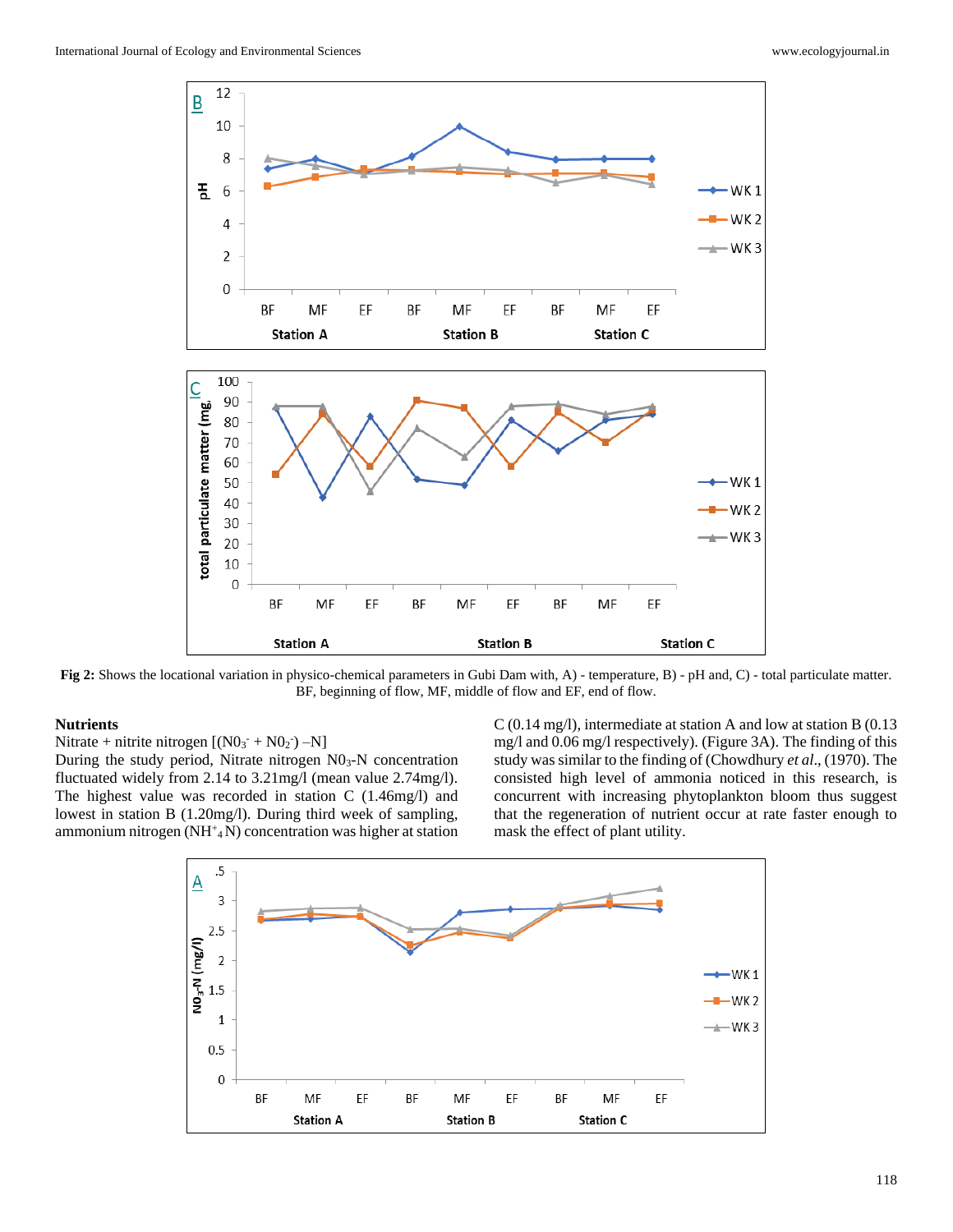**Fig 2:** Shows the locational variation in physico-chemical parameters in Gubi Dam with, A) - temperature, B) - pH and, C) - total particulate matter. BF, beginning of flow, MF, middle of flow and EF, end of flow.

### Nutrients

Nitrate + nitrite nitrogen [($NO_3^-$ + $NO_2^-$) –N]

During the study period, Nitrate nitrogen $NO_3$-N concentration fluctuated widely from 2.14 to 3.21mg/l (mean value 2.74mg/l). The highest value was recorded in station C (1.46mg/l) and lowest in station B (1.20mg/l). During third week of sampling, ammonium nitrogen ($NH_4^+$N) concentration was higher at station C (0.14 mg/l), intermediate at station A and low at station B (0.13 mg/l and 0.06 mg/l respectively). (Figure 3A). The finding of this study was similar to the finding of (Chowdhury *et al*., (1970). The consisted high level of ammonia noticed in this research, is concurrent with increasing phytoplankton bloom thus suggest that the regeneration of nutrient occur at rate faster enough to mask the effect of plant utility.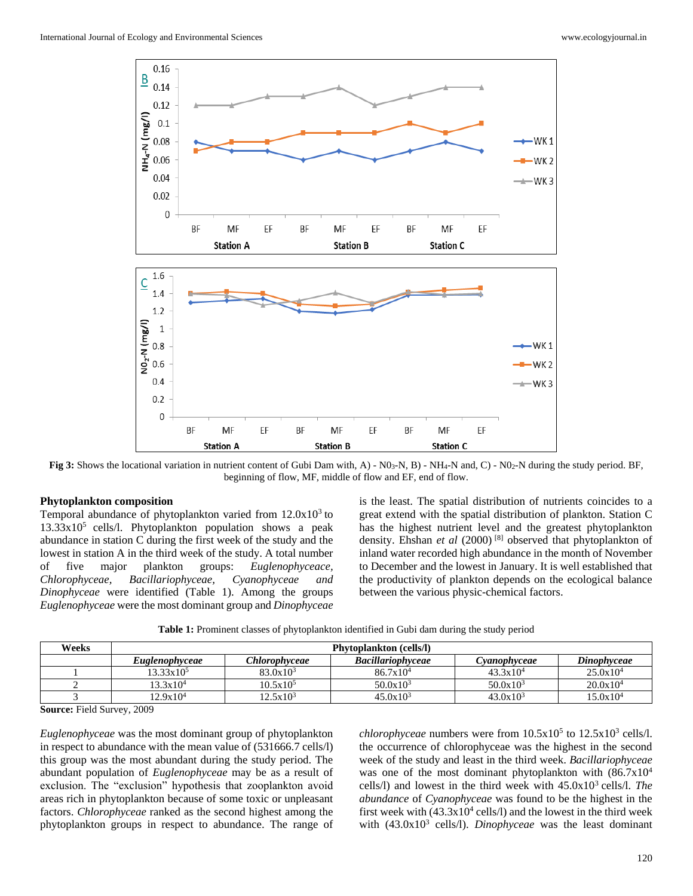**Fig 3:** Shows the locational variation in nutrient content of Gubi Dam with, A) - $NO_3$-N, B) - $NH_4$-N and, C) - $NO_2$-N during the study period. BF, beginning of flow, MF, middle of flow and EF, end of flow.

### Phytoplankton composition

Temporal abundance of phytoplankton varied from $12.0 \times 10^3$ to $13.33 \times 10^5$ cells/l. Phytoplankton population shows a peak abundance in station C during the first week of the study and the lowest in station A in the third week of the study. A total number of five major plankton groups: *Euglenophyceace*, *Chlorophyceae*, *Bacillariophyceae*, *Cyanophyceae* and *Dinophyceae* were identified (Table 1). Among the groups *Euglenophyceae* were the most dominant group and *Dinophyceae* is the least. The spatial distribution of nutrients coincides to a great extend with the spatial distribution of plankton. Station C has the highest nutrient level and the greatest phytoplankton density. Ehshan *et al* (2000) [8] observed that phytoplankton of inland water recorded high abundance in the month of November to December and the lowest in January. It is well established that the productivity of plankton depends on the ecological balance between the various physic-chemical factors.

**Table 1:** Prominent classes of phytoplankton identified in Gubi dam during the study period

| Weeks | Phytoplankton (cells/l) | | | | |
|---|---|---|---|---|---|
| | *Euglenophyceae* | *Chlorophyceae* | *Bacillariophyceae* | *Cyanophyceae* | *Dinophyceae* |
| 1 | $13.33 \times 10^5$ | $83.0 \times 10^3$ | $86.7 \times 10^4$ | $43.3 \times 10^4$ | $25.0 \times 10^4$ |
| 2 | $13.3 \times 10^4$ | $10.5 \times 10^5$ | $50.0 \times 10^3$ | $50.0 \times 10^3$ | $20.0 \times 10^4$ |
| 3 | $12.9 \times 10^4$ | $12.5 \times 10^3$ | $45.0 \times 10^3$ | $43.0 \times 10^3$ | $15.0 \times 10^4$ |

**Source:** Field Survey, 2009

*Euglenophyceae* was the most dominant group of phytoplankton in respect to abundance with the mean value of (531666.7 cells/l) this group was the most abundant during the study period. The abundant population of *Euglenophyceae* may be as a result of exclusion. The "exclusion" hypothesis that zooplankton avoid areas rich in phytoplankton because of some toxic or unpleasant factors. *Chlorophyceae* ranked as the second highest among the phytoplankton groups in respect to abundance. The range of *chlorophyceae* numbers were from $10.5 \times 10^5$ to $12.5 \times 10^3$ cells/l. the occurrence of chlorophyceae was the highest in the second week of the study and least in the third week. *Bacillariophyceae* was one of the most dominant phytoplankton with ($86.7 \times 10^4$ cells/l) and lowest in the third week with $45.0 \times 10^3$ cells/l. *The abundance of Cyanophyceae* was found to be the highest in the first week with ($43.3 \times 10^4$ cells/l) and the lowest in the third week with ($43.0 \times 10^3$ cells/l). *Dinophyceae* was the least dominant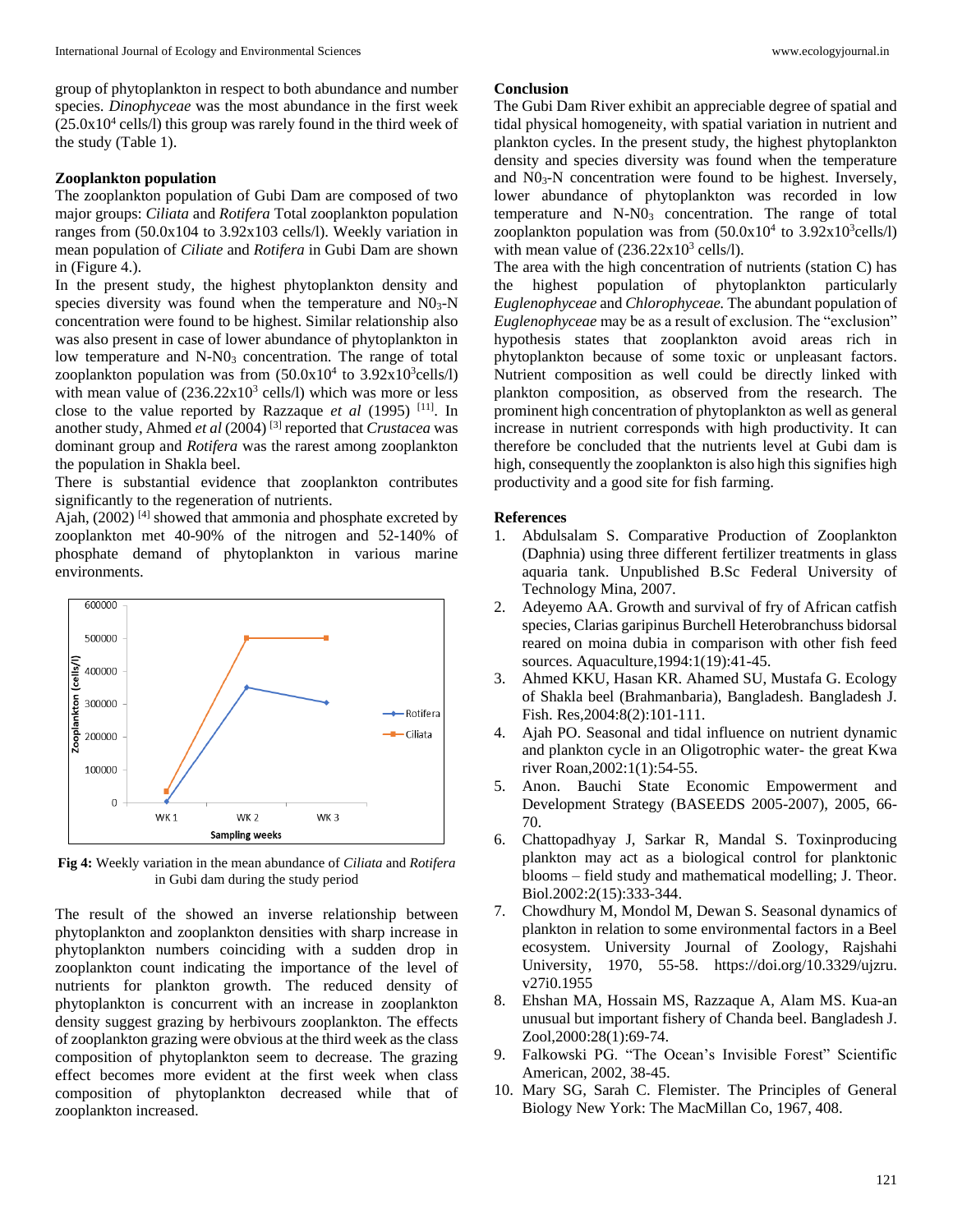group of phytoplankton in respect to both abundance and number species. *Dinophyceae* was the most abundance in the first week ($25.0x10^4$ cells/l) this group was rarely found in the third week of the study (Table 1).

**Zooplankton population**

The zooplankton population of Gubi Dam are composed of two major groups: *Ciliata* and *Rotifera* Total zooplankton population ranges from (50.0x104 to 3.92x103 cells/l). Weekly variation in mean population of *Ciliate* and *Rotifera* in Gubi Dam are shown in (Figure 4.).

In the present study, the highest phytoplankton density and species diversity was found when the temperature and $N0_3$-N concentration were found to be highest. Similar relationship also was also present in case of lower abundance of phytoplankton in low temperature and N-$N0_3$ concentration. The range of total zooplankton population was from ($50.0x10^4$ to $3.92x10^3$cells/l) with mean value of ($236.22x10^3$ cells/l) which was more or less close to the value reported by Razzaque *et al* (1995) [11]. In another study, Ahmed *et al* (2004) [3] reported that *Crustacea* was dominant group and *Rotifera* was the rarest among zooplankton the population in Shakla beel.

There is substantial evidence that zooplankton contributes significantly to the regeneration of nutrients.

Ajah, (2002) [4] showed that ammonia and phosphate excreted by zooplankton met 40-90% of the nitrogen and 52-140% of phosphate demand of phytoplankton in various marine environments.

**Fig 4:** Weekly variation in the mean abundance of *Ciliata* and *Rotifera* in Gubi dam during the study period

The result of the showed an inverse relationship between phytoplankton and zooplankton densities with sharp increase in phytoplankton numbers coinciding with a sudden drop in zooplankton count indicating the importance of the level of nutrients for plankton growth. The reduced density of phytoplankton is concurrent with an increase in zooplankton density suggest grazing by herbivours zooplankton. The effects of zooplankton grazing were obvious at the third week as the class composition of phytoplankton seem to decrease. The grazing effect becomes more evident at the first week when class composition of phytoplankton decreased while that of zooplankton increased.

**Conclusion**

The Gubi Dam River exhibit an appreciable degree of spatial and tidal physical homogeneity, with spatial variation in nutrient and plankton cycles. In the present study, the highest phytoplankton density and species diversity was found when the temperature and $N0_3$-N concentration were found to be highest. Inversely, lower abundance of phytoplankton was recorded in low temperature and N-$N0_3$ concentration. The range of total zooplankton population was from ($50.0x10^4$ to $3.92x10^3$cells/l) with mean value of ($236.22x10^3$ cells/l).

The area with the high concentration of nutrients (station C) has the highest population of phytoplankton particularly *Euglenophyceae* and *Chlorophyceae.* The abundant population of *Euglenophyceae* may be as a result of exclusion. The "exclusion" hypothesis states that zooplankton avoid areas rich in phytoplankton because of some toxic or unpleasant factors. Nutrient composition as well could be directly linked with plankton composition, as observed from the research. The prominent high concentration of phytoplankton as well as general increase in nutrient corresponds with high productivity. It can therefore be concluded that the nutrients level at Gubi dam is high, consequently the zooplankton is also high this signifies high productivity and a good site for fish farming.

**References**

1. Abdulsalam S. Comparative Production of Zooplankton (Daphnia) using three different fertilizer treatments in glass aquaria tank. Unpublished B.Sc Federal University of Technology Mina, 2007.
2. Adeyemo AA. Growth and survival of fry of African catfish species, Clarias garipinus Burchell Heterobranchuss bidorsal reared on moina dubia in comparison with other fish feed sources. Aquaculture,1994:1(19):41-45.
3. Ahmed KKU, Hasan KR. Ahamed SU, Mustafa G. Ecology of Shakla beel (Brahmanbaria), Bangladesh. Bangladesh J. Fish. Res,2004:8(2):101-111.
4. Ajah PO. Seasonal and tidal influence on nutrient dynamic and plankton cycle in an Oligotrophic water- the great Kwa river Roan,2002:1(1):54-55.
5. Anon. Bauchi State Economic Empowerment and Development Strategy (BASEEDS 2005-2007), 2005, 66-70.
6. Chattopadhyay J, Sarkar R, Mandal S. Toxinproducing plankton may act as a biological control for planktonic blooms – field study and mathematical modelling; J. Theor. Biol.2002:2(15):333-344.
7. Chowdhury M, Mondol M, Dewan S. Seasonal dynamics of plankton in relation to some environmental factors in a Beel ecosystem. University Journal of Zoology, Rajshahi University, 1970, 55-58. https://doi.org/10.3329/ujzru.v27i0.1955
8. Ehshan MA, Hossain MS, Razzaque A, Alam MS. Kua-an unusual but important fishery of Chanda beel. Bangladesh J. Zool,2000:28(1):69-74.
9. Falkowski PG. "The Ocean's Invisible Forest" Scientific American, 2002, 38-45.
10. Mary SG, Sarah C. Flemister. The Principles of General Biology New York: The MacMillan Co, 1967, 408.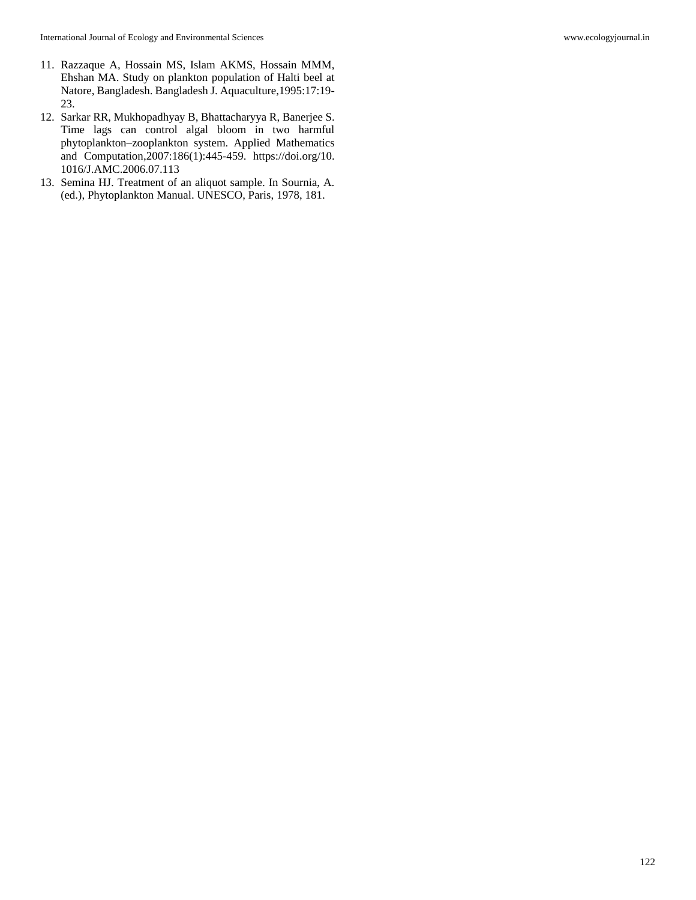11. Razzaque A, Hossain MS, Islam AKMS, Hossain MMM, Ehshan MA. Study on plankton population of Halti beel at Natore, Bangladesh. Bangladesh J. Aquaculture,1995:17:19-23.
12. Sarkar RR, Mukhopadhyay B, Bhattacharyya R, Banerjee S. Time lags can control algal bloom in two harmful phytoplankton–zooplankton system. Applied Mathematics and Computation,2007:186(1):445-459. https://doi.org/10.1016/J.AMC.2006.07.113
13. Semina HJ. Treatment of an aliquot sample. In Sournia, A. (ed.), Phytoplankton Manual. UNESCO, Paris, 1978, 181.